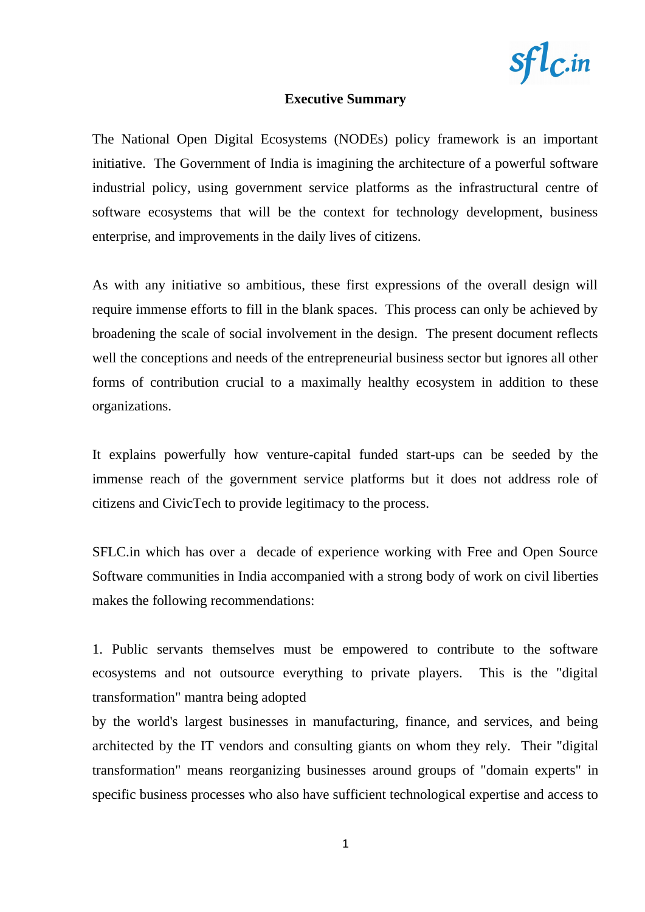## Executive Summary

The National Open Digital Ecosystems (NODEs) policy framework is an important initiative. The Government of India is imagining the architecture of a powerful software industrial policy, using government service platforms as the infrastructural centre of software ecosystems that will be the context for technology development, business enterprise, and improvements in the daily lives of citizens.

As with any initiative so ambitious, these first expressions of the overall design will require immense efforts to fill in the blank spaces. This process can only be achieved by broadening the scale of social involvement in the design. The present document reflects well the conceptions and needs of the entrepreneurial business sector but ignores all other forms of contribution crucial to a maximally healthy ecosystem in addition to these organizations.

It explains powerfully how venture-capital funded start-ups can be seeded by the immense reach of the government service platforms but it does not address role of citizens and CivicTech to provide legitimacy to the process.

SFLC.in which has over a decade of experience working with Free and Open Source Software communities in India accompanied with a strong body of work on civil liberties makes the following recommendations:

1. Public servants themselves must be empowered to contribute to the software ecosystems and not outsource everything to private players. This is the "digital transformation" mantra being adopted by the world's largest businesses in manufacturing, finance, and services, and being architected by the IT vendors and consulting giants on whom they rely. Their "digital transformation" means reorganizing businesses around groups of "domain experts" in specific business processes who also have sufficient technological expertise and access to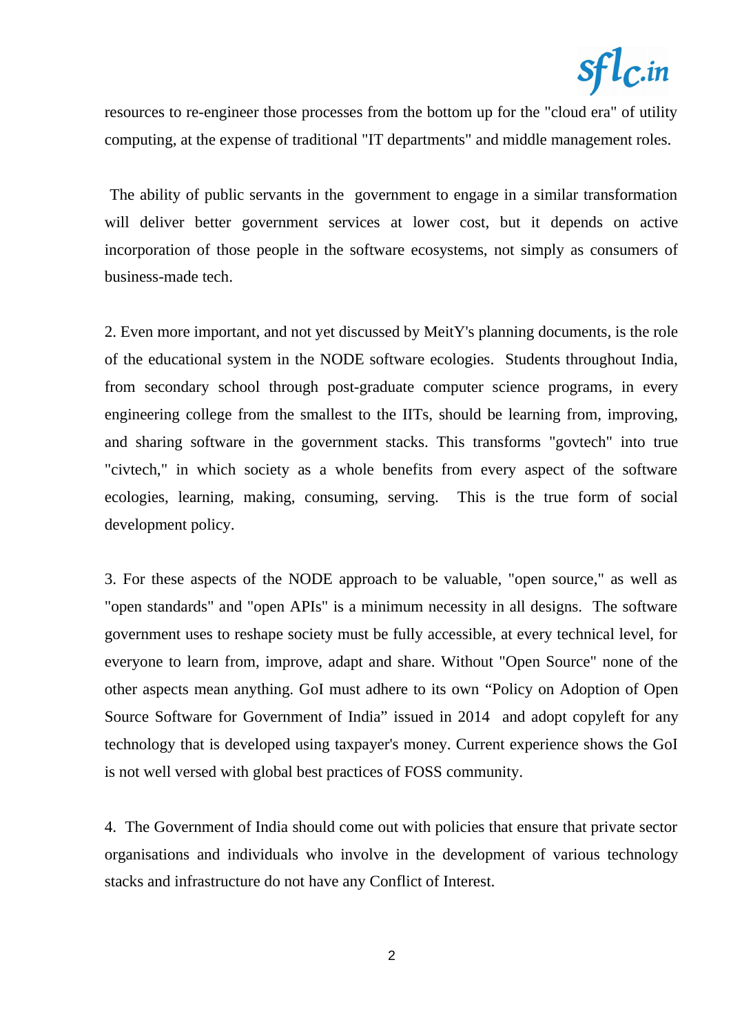resources to re-engineer those processes from the bottom up for the "cloud era" of utility computing, at the expense of traditional "IT departments" and middle management roles.

The ability of public servants in the government to engage in a similar transformation will deliver better government services at lower cost, but it depends on active incorporation of those people in the software ecosystems, not simply as consumers of business-made tech.

2. Even more important, and not yet discussed by MeitY's planning documents, is the role of the educational system in the NODE software ecologies. Students throughout India, from secondary school through post-graduate computer science programs, in every engineering college from the smallest to the IITs, should be learning from, improving, and sharing software in the government stacks. This transforms "govtech" into true "civtech," in which society as a whole benefits from every aspect of the software ecologies, learning, making, consuming, serving. This is the true form of social development policy.

3. For these aspects of the NODE approach to be valuable, "open source," as well as "open standards" and "open APIs" is a minimum necessity in all designs. The software government uses to reshape society must be fully accessible, at every technical level, for everyone to learn from, improve, adapt and share. Without "Open Source" none of the other aspects mean anything. GoI must adhere to its own “Policy on Adoption of Open Source Software for Government of India” issued in 2014 and adopt copyleft for any technology that is developed using taxpayer's money. Current experience shows the GoI is not well versed with global best practices of FOSS community.

4. The Government of India should come out with policies that ensure that private sector organisations and individuals who involve in the development of various technology stacks and infrastructure do not have any Conflict of Interest.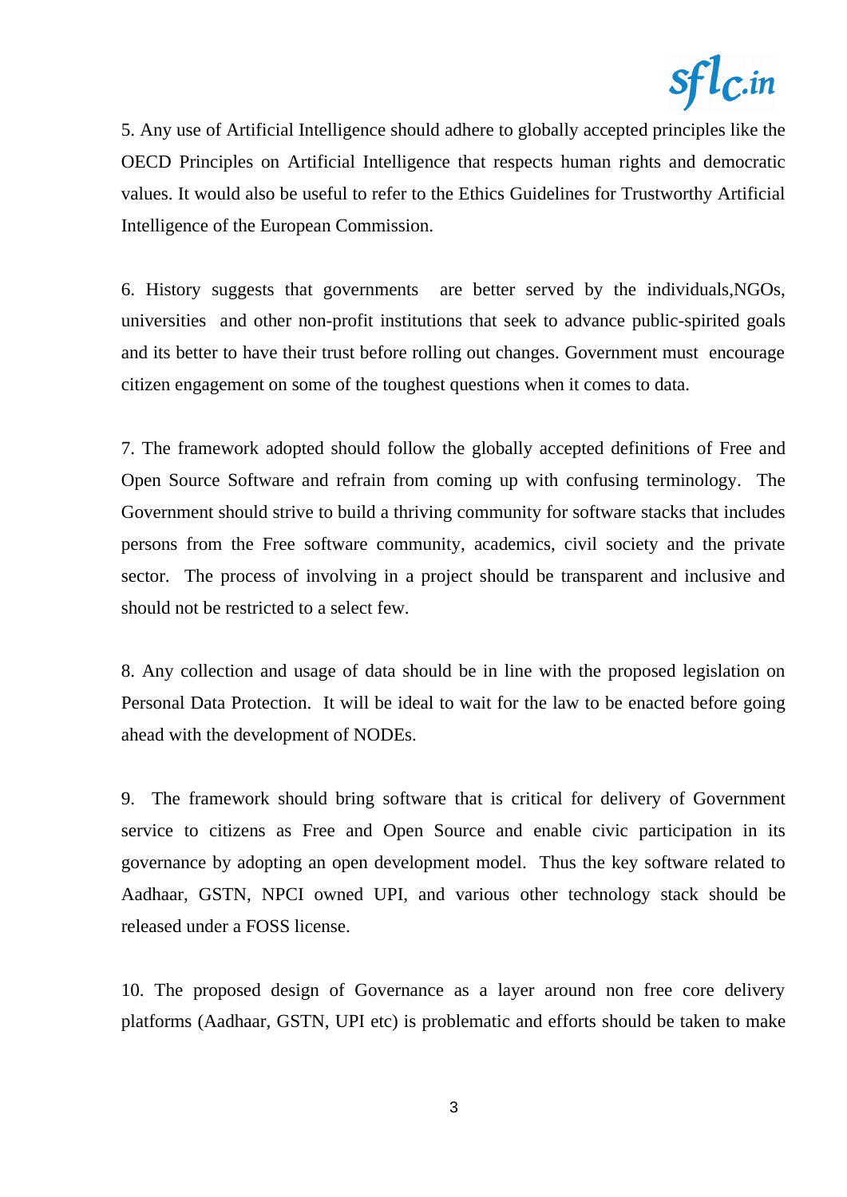5. Any use of Artificial Intelligence should adhere to globally accepted principles like the OECD Principles on Artificial Intelligence that respects human rights and democratic values. It would also be useful to refer to the Ethics Guidelines for Trustworthy Artificial Intelligence of the European Commission.

6. History suggests that governments are better served by the individuals,NGOs, universities and other non-profit institutions that seek to advance public-spirited goals and its better to have their trust before rolling out changes. Government must encourage citizen engagement on some of the toughest questions when it comes to data.

7. The framework adopted should follow the globally accepted definitions of Free and Open Source Software and refrain from coming up with confusing terminology. The Government should strive to build a thriving community for software stacks that includes persons from the Free software community, academics, civil society and the private sector. The process of involving in a project should be transparent and inclusive and should not be restricted to a select few.

8. Any collection and usage of data should be in line with the proposed legislation on Personal Data Protection. It will be ideal to wait for the law to be enacted before going ahead with the development of NODEs.

9. The framework should bring software that is critical for delivery of Government service to citizens as Free and Open Source and enable civic participation in its governance by adopting an open development model. Thus the key software related to Aadhaar, GSTN, NPCI owned UPI, and various other technology stack should be released under a FOSS license.

10. The proposed design of Governance as a layer around non free core delivery platforms (Aadhaar, GSTN, UPI etc) is problematic and efforts should be taken to make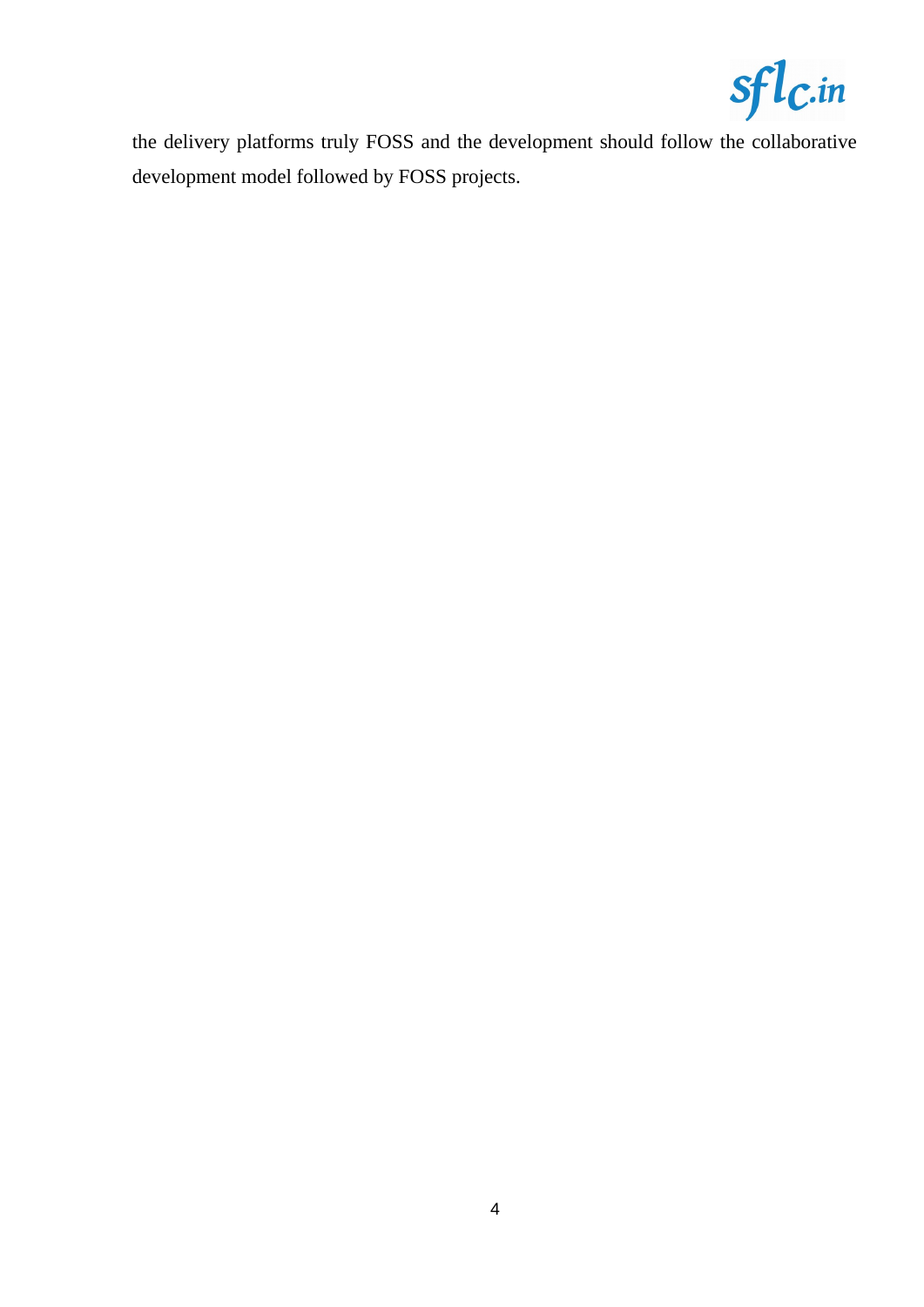the delivery platforms truly FOSS and the development should follow the collaborative development model followed by FOSS projects.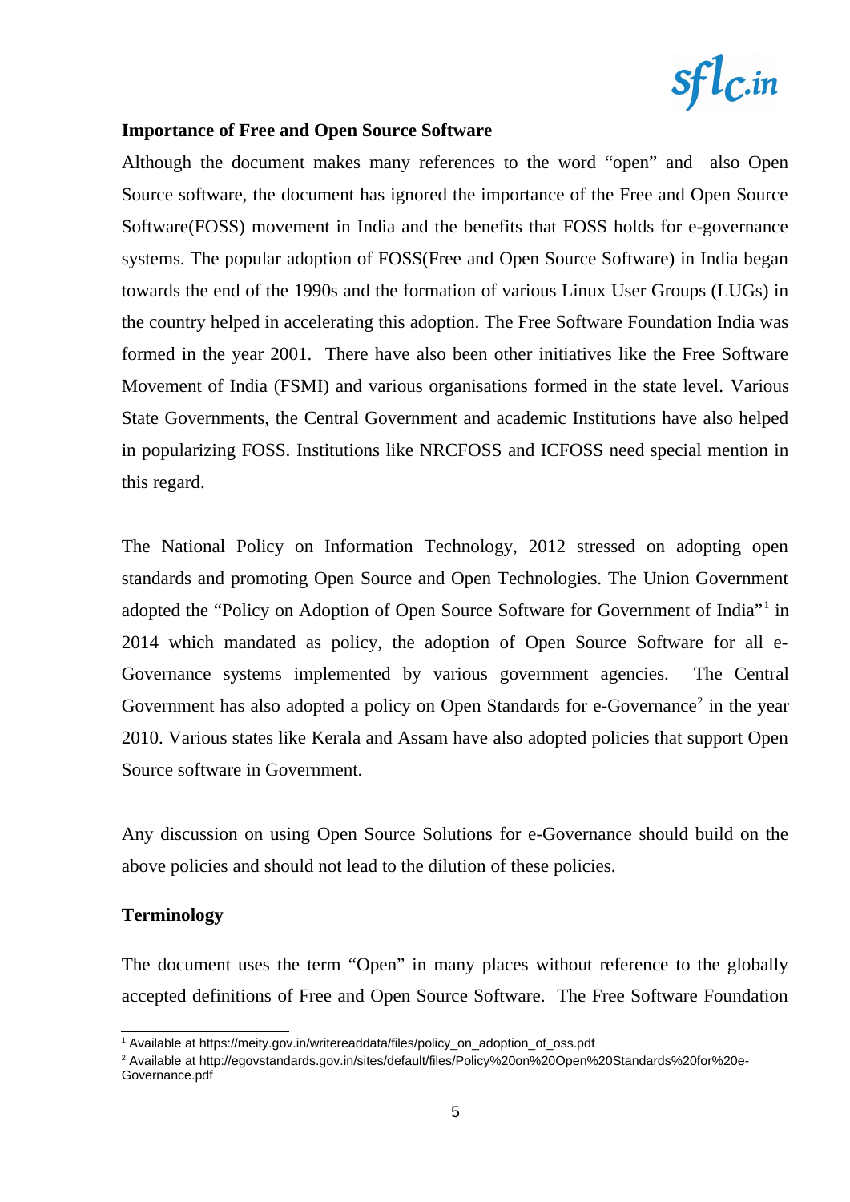**Importance of Free and Open Source Software**

Although the document makes many references to the word "open" and also Open Source software, the document has ignored the importance of the Free and Open Source Software(FOSS) movement in India and the benefits that FOSS holds for e-governance systems. The popular adoption of FOSS(Free and Open Source Software) in India began towards the end of the 1990s and the formation of various Linux User Groups (LUGs) in the country helped in accelerating this adoption. The Free Software Foundation India was formed in the year 2001. There have also been other initiatives like the Free Software Movement of India (FSMI) and various organisations formed in the state level. Various State Governments, the Central Government and academic Institutions have also helped in popularizing FOSS. Institutions like NRCFOSS and ICFOSS need special mention in this regard.

The National Policy on Information Technology, 2012 stressed on adopting open standards and promoting Open Source and Open Technologies. The Union Government adopted the "Policy on Adoption of Open Source Software for Government of India"[1] in 2014 which mandated as policy, the adoption of Open Source Software for all e-Governance systems implemented by various government agencies. The Central Government has also adopted a policy on Open Standards for e-Governance[2] in the year 2010. Various states like Kerala and Assam have also adopted policies that support Open Source software in Government.

Any discussion on using Open Source Solutions for e-Governance should build on the above policies and should not lead to the dilution of these policies.

**Terminology**

The document uses the term "Open" in many places without reference to the globally accepted definitions of Free and Open Source Software. The Free Software Foundation

---

[1] Available at https://meity.gov.in/writereaddata/files/policy_on_adoption_of_oss.pdf

[2] Available at http://egovstandards.gov.in/sites/default/files/Policy%20on%20Open%20Standards%20for%20e-Governance.pdf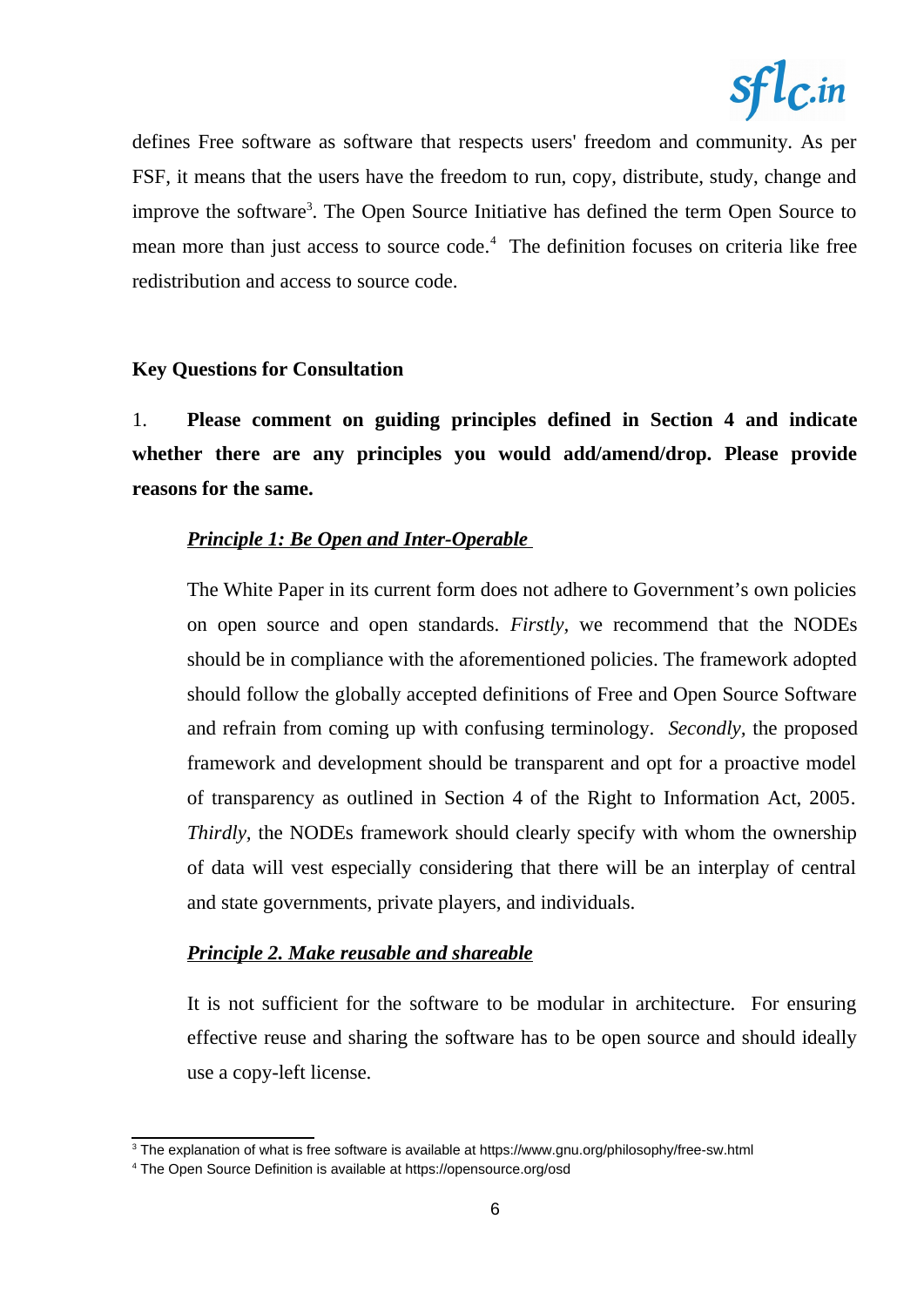defines Free software as software that respects users' freedom and community. As per FSF, it means that the users have the freedom to run, copy, distribute, study, change and improve the software[3]. The Open Source Initiative has defined the term Open Source to mean more than just access to source code.[4] The definition focuses on criteria like free redistribution and access to source code.

**Key Questions for Consultation**

1. **Please comment on guiding principles defined in Section 4 and indicate whether there are any principles you would add/amend/drop. Please provide reasons for the same.**

***Principle 1: Be Open and Inter-Operable***

The White Paper in its current form does not adhere to Government's own policies on open source and open standards. *Firstly,* we recommend that the NODEs should be in compliance with the aforementioned policies. The framework adopted should follow the globally accepted definitions of Free and Open Source Software and refrain from coming up with confusing terminology. *Secondly,* the proposed framework and development should be transparent and opt for a proactive model of transparency as outlined in Section 4 of the Right to Information Act, 2005. *Thirdly,* the NODEs framework should clearly specify with whom the ownership of data will vest especially considering that there will be an interplay of central and state governments, private players, and individuals.

***Principle 2. Make reusable and shareable***

It is not sufficient for the software to be modular in architecture. For ensuring effective reuse and sharing the software has to be open source and should ideally use a copy-left license.

[3] The explanation of what is free software is available at https://www.gnu.org/philosophy/free-sw.html

[4] The Open Source Definition is available at https://opensource.org/osd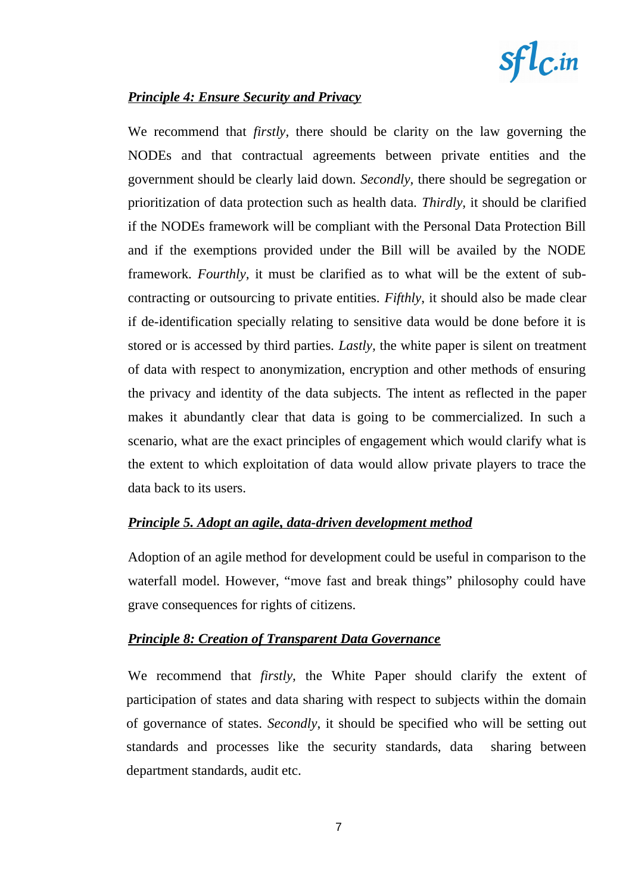***Principle 4: Ensure Security and Privacy***

We recommend that *firstly,* there should be clarity on the law governing the NODEs and that contractual agreements between private entities and the government should be clearly laid down. *Secondly,* there should be segregation or prioritization of data protection such as health data. *Thirdly,* it should be clarified if the NODEs framework will be compliant with the Personal Data Protection Bill and if the exemptions provided under the Bill will be availed by the NODE framework. *Fourthly,* it must be clarified as to what will be the extent of sub-contracting or outsourcing to private entities. *Fifthly*, it should also be made clear if de-identification specially relating to sensitive data would be done before it is stored or is accessed by third parties. *Lastly*, the white paper is silent on treatment of data with respect to anonymization, encryption and other methods of ensuring the privacy and identity of the data subjects. The intent as reflected in the paper makes it abundantly clear that data is going to be commercialized. In such a scenario, what are the exact principles of engagement which would clarify what is the extent to which exploitation of data would allow private players to trace the data back to its users.

***Principle 5. Adopt an agile, data-driven development method***

Adoption of an agile method for development could be useful in comparison to the waterfall model. However, "move fast and break things" philosophy could have grave consequences for rights of citizens.

***Principle 8: Creation of Transparent Data Governance***

We recommend that *firstly,* the White Paper should clarify the extent of participation of states and data sharing with respect to subjects within the domain of governance of states. *Secondly*, it should be specified who will be setting out standards and processes like the security standards, data sharing between department standards, audit etc.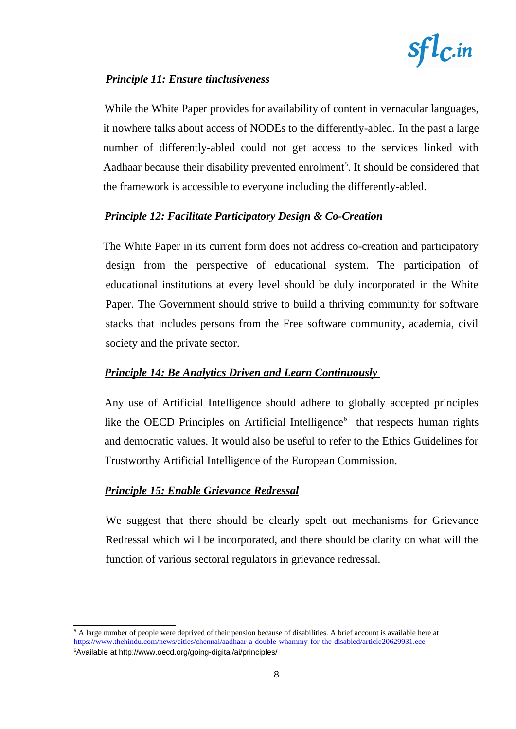***Principle 11: Ensure tinclusiveness***

While the White Paper provides for availability of content in vernacular languages, it nowhere talks about access of NODEs to the differently-abled. In the past a large number of differently-abled could not get access to the services linked with Aadhaar because their disability prevented enrolment[5]. It should be considered that the framework is accessible to everyone including the differently-abled.

***Principle 12: Facilitate Participatory Design & Co-Creation***

The White Paper in its current form does not address co-creation and participatory design from the perspective of educational system. The participation of educational institutions at every level should be duly incorporated in the White Paper. The Government should strive to build a thriving community for software stacks that includes persons from the Free software community, academia, civil society and the private sector.

***Principle 14: Be Analytics Driven and Learn Continuously***

Any use of Artificial Intelligence should adhere to globally accepted principles like the OECD Principles on Artificial Intelligence[6] that respects human rights and democratic values. It would also be useful to refer to the Ethics Guidelines for Trustworthy Artificial Intelligence of the European Commission.

***Principle 15: Enable Grievance Redressal***

We suggest that there should be clearly spelt out mechanisms for Grievance Redressal which will be incorporated, and there should be clarity on what will the function of various sectoral regulators in grievance redressal.

---

[5] A large number of people were deprived of their pension because of disabilities. A brief account is available here at https://www.thehindu.com/news/cities/chennai/aadhaar-a-double-whammy-for-the-disabled/article20629931.ece

[6] Available at http://www.oecd.org/going-digital/ai/principles/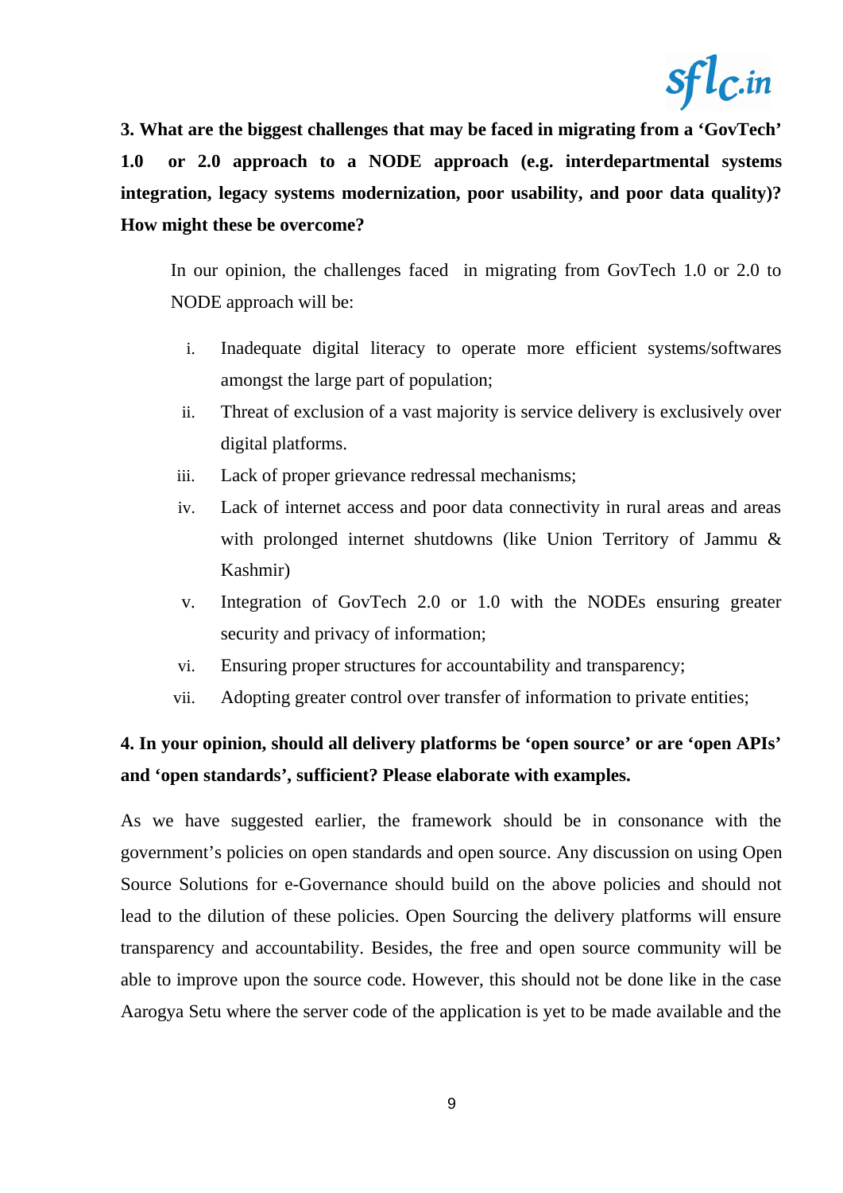**3. What are the biggest challenges that may be faced in migrating from a 'GovTech' 1.0 or 2.0 approach to a NODE approach (e.g. interdepartmental systems integration, legacy systems modernization, poor usability, and poor data quality)? How might these be overcome?**

In our opinion, the challenges faced in migrating from GovTech 1.0 or 2.0 to NODE approach will be:

i. Inadequate digital literacy to operate more efficient systems/softwares amongst the large part of population;
ii. Threat of exclusion of a vast majority is service delivery is exclusively over digital platforms.
iii. Lack of proper grievance redressal mechanisms;
iv. Lack of internet access and poor data connectivity in rural areas and areas with prolonged internet shutdowns (like Union Territory of Jammu & Kashmir)
v. Integration of GovTech 2.0 or 1.0 with the NODEs ensuring greater security and privacy of information;
vi. Ensuring proper structures for accountability and transparency;
vii. Adopting greater control over transfer of information to private entities;

**4. In your opinion, should all delivery platforms be 'open source' or are 'open APIs' and 'open standards', sufficient? Please elaborate with examples.**

As we have suggested earlier, the framework should be in consonance with the government's policies on open standards and open source. Any discussion on using Open Source Solutions for e-Governance should build on the above policies and should not lead to the dilution of these policies. Open Sourcing the delivery platforms will ensure transparency and accountability. Besides, the free and open source community will be able to improve upon the source code. However, this should not be done like in the case Aarogya Setu where the server code of the application is yet to be made available and the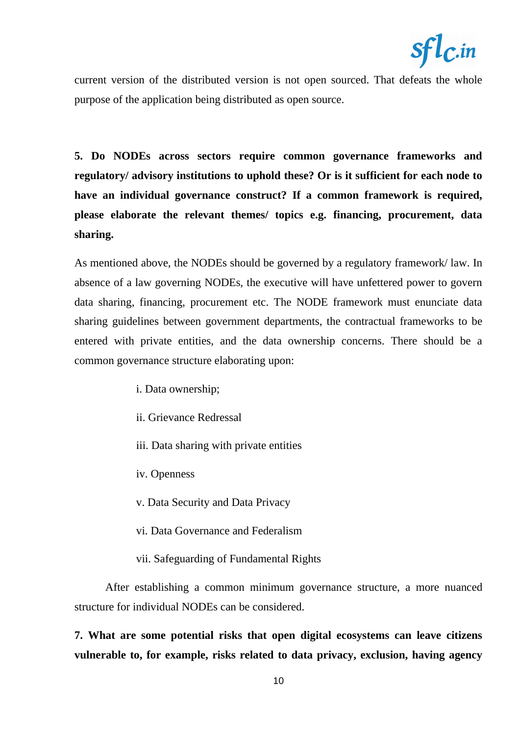current version of the distributed version is not open sourced. That defeats the whole purpose of the application being distributed as open source.

**5. Do NODEs across sectors require common governance frameworks and regulatory/ advisory institutions to uphold these? Or is it sufficient for each node to have an individual governance construct? If a common framework is required, please elaborate the relevant themes/ topics e.g. financing, procurement, data sharing.**

As mentioned above, the NODEs should be governed by a regulatory framework/ law. In absence of a law governing NODEs, the executive will have unfettered power to govern data sharing, financing, procurement etc. The NODE framework must enunciate data sharing guidelines between government departments, the contractual frameworks to be entered with private entities, and the data ownership concerns. There should be a common governance structure elaborating upon:

i. Data ownership;

ii. Grievance Redressal

iii. Data sharing with private entities

iv. Openness

v. Data Security and Data Privacy

vi. Data Governance and Federalism

vii. Safeguarding of Fundamental Rights

After establishing a common minimum governance structure, a more nuanced structure for individual NODEs can be considered.

**7. What are some potential risks that open digital ecosystems can leave citizens vulnerable to, for example, risks related to data privacy, exclusion, having agency**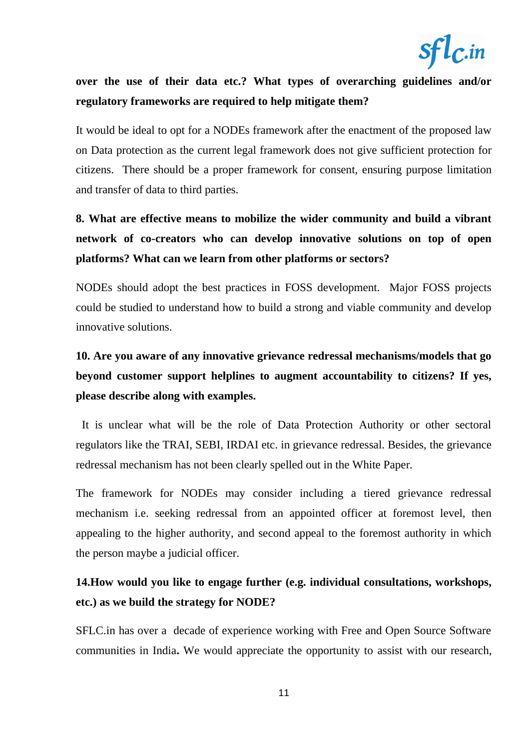**over the use of their data etc.? What types of overarching guidelines and/or regulatory frameworks are required to help mitigate them?**

It would be ideal to opt for a NODEs framework after the enactment of the proposed law on Data protection as the current legal framework does not give sufficient protection for citizens. There should be a proper framework for consent, ensuring purpose limitation and transfer of data to third parties.

**8. What are effective means to mobilize the wider community and build a vibrant network of co-creators who can develop innovative solutions on top of open platforms? What can we learn from other platforms or sectors?**

NODEs should adopt the best practices in FOSS development. Major FOSS projects could be studied to understand how to build a strong and viable community and develop innovative solutions.

**10. Are you aware of any innovative grievance redressal mechanisms/models that go beyond customer support helplines to augment accountability to citizens? If yes, please describe along with examples.**

It is unclear what will be the role of Data Protection Authority or other sectoral regulators like the TRAI, SEBI, IRDAI etc. in grievance redressal. Besides, the grievance redressal mechanism has not been clearly spelled out in the White Paper.

The framework for NODEs may consider including a tiered grievance redressal mechanism i.e. seeking redressal from an appointed officer at foremost level, then appealing to the higher authority, and second appeal to the foremost authority in which the person maybe a judicial officer.

**14.How would you like to engage further (e.g. individual consultations, workshops, etc.) as we build the strategy for NODE?**

SFLC.in has over a decade of experience working with Free and Open Source Software communities in India**.** We would appreciate the opportunity to assist with our research,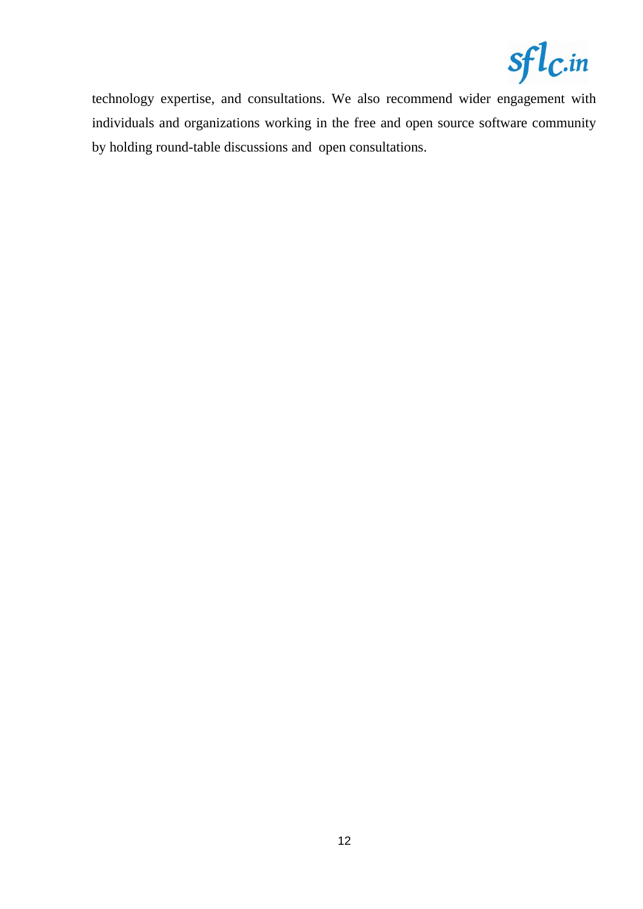technology expertise, and consultations. We also recommend wider engagement with individuals and organizations working in the free and open source software community by holding round-table discussions and open consultations.